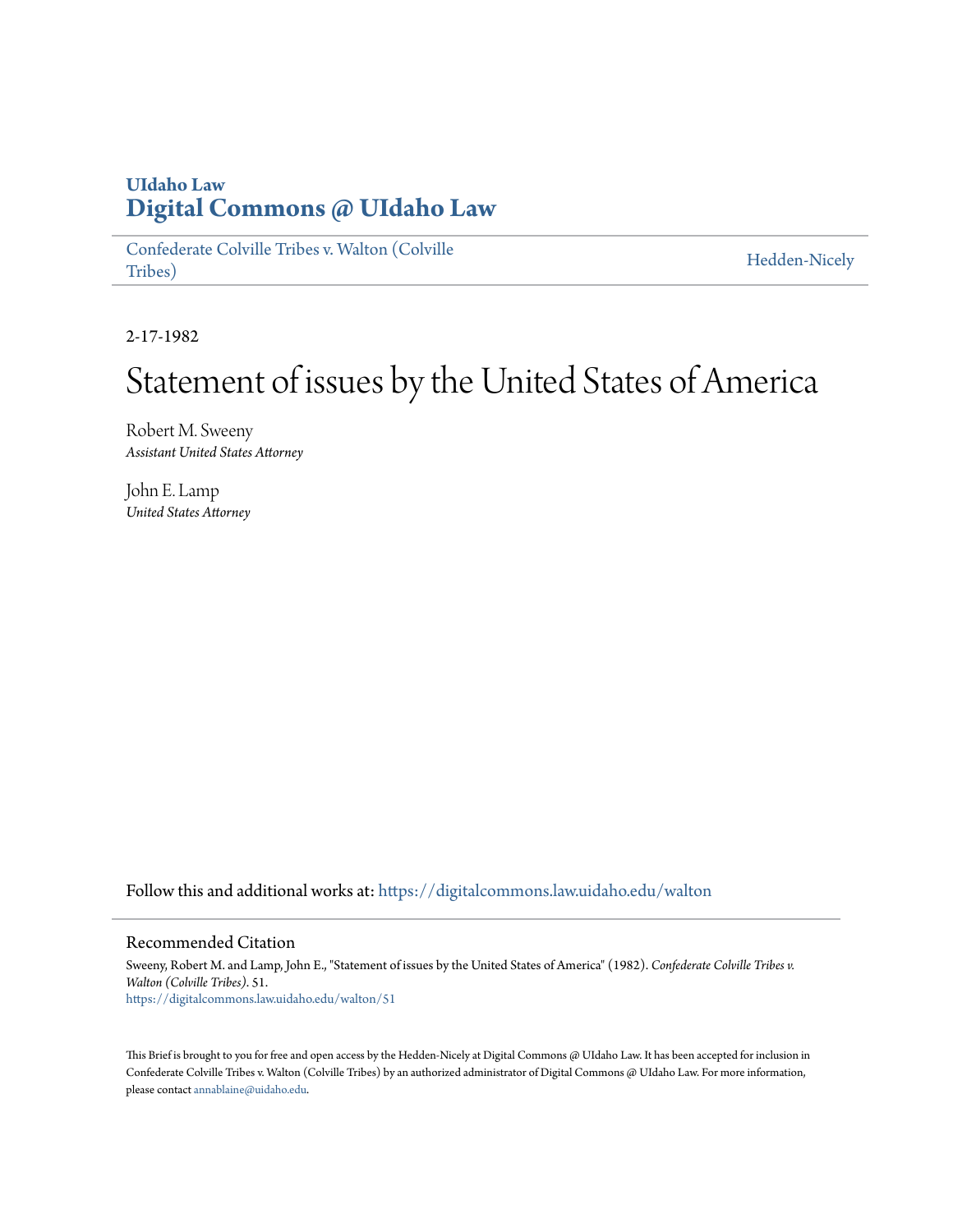# UIdaho Law
# Digital Commons @ UIdaho Law

Confederate Colville Tribes v. Walton (Colville Tribes) | Hedden-Nicely

2-17-1982

# Statement of issues by the United States of America

Robert M. Sweeny
*Assistant United States Attorney*

John E. Lamp
*United States Attorney*

Follow this and additional works at: https://digitalcommons.law.uidaho.edu/walton

## Recommended Citation

Sweeny, Robert M. and Lamp, John E., "Statement of issues by the United States of America" (1982). *Confederate Colville Tribes v. Walton (Colville Tribes)*. 51.
https://digitalcommons.law.uidaho.edu/walton/51

This Brief is brought to you for free and open access by the Hedden-Nicely at Digital Commons @ UIdaho Law. It has been accepted for inclusion in Confederate Colville Tribes v. Walton (Colville Tribes) by an authorized administrator of Digital Commons @ UIdaho Law. For more information, please contact annablaine@uidaho.edu.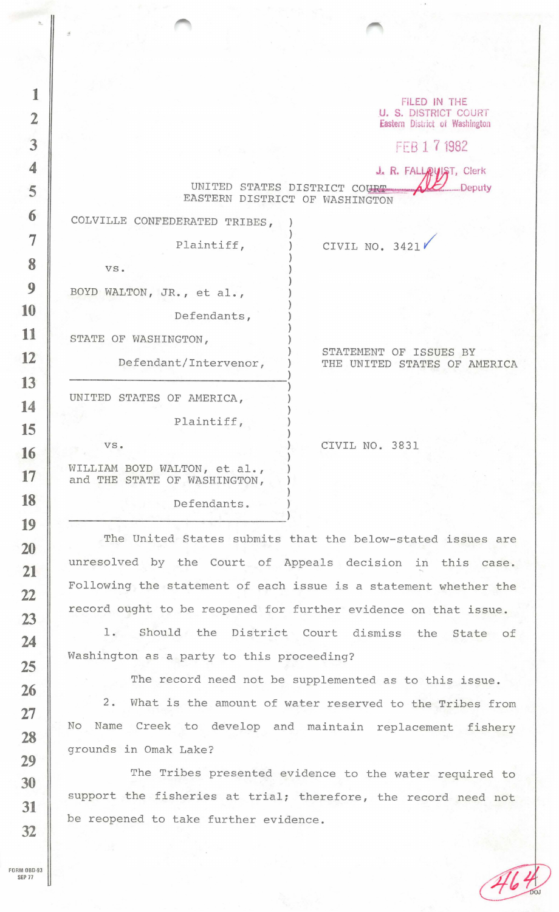FILED IN THE
U. S. DISTRICT COURT
Eastern District of Washington

FEB 17 1982

J. R. FALLQUIST, Clerk
Deputy

UNITED STATES DISTRICT COURT
EASTERN DISTRICT OF WASHINGTON

| | |
|---|---|
| COLVILLE CONFEDERATED TRIBES, Plaintiff, vs. BOYD WALTON, JR., et al., Defendants, STATE OF WASHINGTON, Defendant/Intervenor, | CIVIL NO. 3421 |
| | STATEMENT OF ISSUES BY THE UNITED STATES OF AMERICA |
| UNITED STATES OF AMERICA, Plaintiff, vs. WILLIAM BOYD WALTON, et al., and THE STATE OF WASHINGTON, Defendants. | CIVIL NO. 3831 |

The United States submits that the below-stated issues are unresolved by the Court of Appeals decision in this case. Following the statement of each issue is a statement whether the record ought to be reopened for further evidence on that issue.

1. Should the District Court dismiss the State of Washington as a party to this proceeding?

The record need not be supplemented as to this issue.

2. What is the amount of water reserved to the Tribes from No Name Creek to develop and maintain replacement fishery grounds in Omak Lake?

The Tribes presented evidence to the water required to support the fisheries at trial; therefore, the record need not be reopened to take further evidence.

FORM OBD-93
SEP 77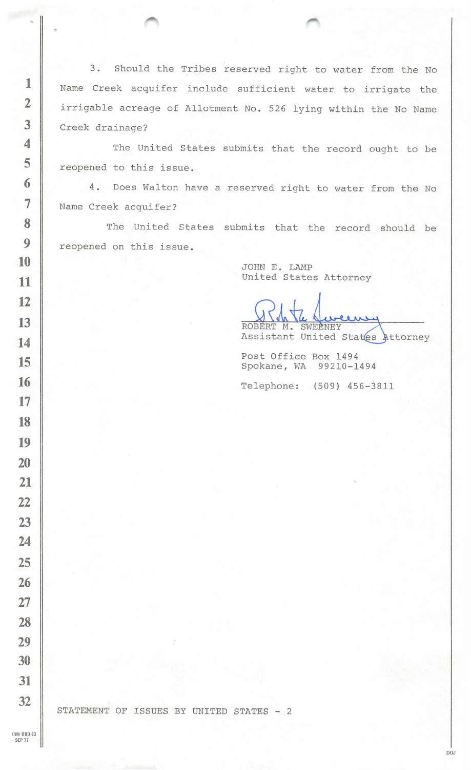3. Should the Tribes reserved right to water from the No Name Creek acquifer include sufficient water to irrigate the irrigable acreage of Allotment No. 526 lying within the No Name Creek drainage?

The United States submits that the record ought to be reopened to this issue.

4. Does Walton have a reserved right to water from the No Name Creek acquifer?

The United States submits that the record should be reopened on this issue.

JOHN E. LAMP
United States Attorney

ROBERT M. SWEENEY
Assistant United States Attorney

Post Office Box 1494
Spokane, WA 99210-1494

Telephone: (509) 456-3811

STATEMENT OF ISSUES BY UNITED STATES - 2